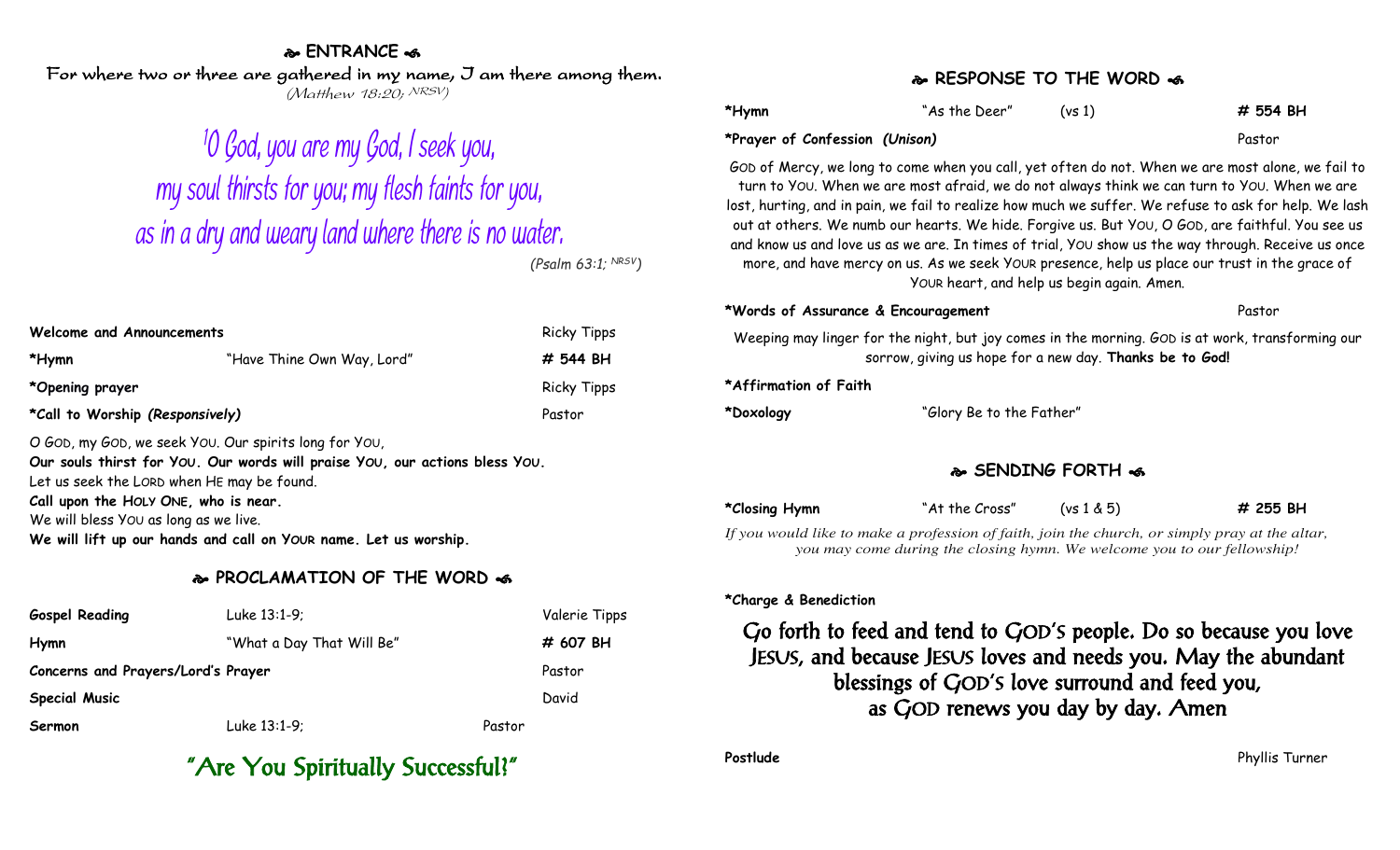## ❧ ENTRANCE ☙

For where two or three are gathered in my name, I am there among them.
*(Matthew 18:20; NRSV)*

[1]O God, you are my God, I seek you,
my soul thirsts for you; my flesh faints for you,
as in a dry and weary land where there is no water.
*(Psalm 63:1; NRSV)*

| | | |
|---|---|---|
| **Welcome and Announcements** | | Ricky Tipps |
| ***Hymn** | "Have Thine Own Way, Lord" | **# 544 BH** |
| ***Opening prayer** | | Ricky Tipps |
| ***Call to Worship *(Responsively)*** | | Pastor |

O GOD, my GOD, we seek YOU. Our spirits long for YOU,
**Our souls thirst for YOU. Our words will praise YOU, our actions bless YOU.**
Let us seek the LORD when HE may be found.
**Call upon the HOLY ONE, who is near.**
We will bless YOU as long as we live.
**We will lift up our hands and call on YOUR name. Let us worship.**

## ❧ PROCLAMATION OF THE WORD ☙

| | | |
|---|---|---|
| **Gospel Reading** | Luke 13:1-9; | Valerie Tipps |
| **Hymn** | "What a Day That Will Be" | **# 607 BH** |
| **Concerns and Prayers/Lord's Prayer** | | Pastor |
| **Special Music** | | David |
| **Sermon** | Luke 13:1-9; | Pastor |

### "Are You Spiritually Successful?"

## ❧ RESPONSE TO THE WORD ☙

| | | | |
|---|---|---|---|
| ***Hymn** | "As the Deer" | (vs 1) | **# 554 BH** |
| ***Prayer of Confession *(Unison)*** | | | Pastor |

GOD of Mercy, we long to come when you call, yet often do not. When we are most alone, we fail to turn to YOU. When we are most afraid, we do not always think we can turn to YOU. When we are lost, hurting, and in pain, we fail to realize how much we suffer. We refuse to ask for help. We lash out at others. We numb our hearts. We hide. Forgive us. But YOU, O GOD, are faithful. You see us and know us and love us as we are. In times of trial, YOU show us the way through. Receive us once more, and have mercy on us. As we seek YOUR presence, help us place our trust in the grace of YOUR heart, and help us begin again. Amen.

***Words of Assurance & Encouragement** — Pastor

Weeping may linger for the night, but joy comes in the morning. GOD is at work, transforming our sorrow, giving us hope for a new day. **Thanks be to God!**

***Affirmation of Faith**

***Doxology** — "Glory Be to the Father"

## ❧ SENDING FORTH ☙

| | | | |
|---|---|---|---|
| ***Closing Hymn** | "At the Cross" | (vs 1 & 5) | **# 255 BH** |

*If you would like to make a profession of faith, join the church, or simply pray at the altar, you may come during the closing hymn. We welcome you to our fellowship!*

***Charge & Benediction**

Go forth to feed and tend to GOD'S people. Do so because you love JESUS, and because JESUS loves and needs you. May the abundant blessings of GOD'S love surround and feed you, as GOD renews you day by day. Amen

**Postlude** — Phyllis Turner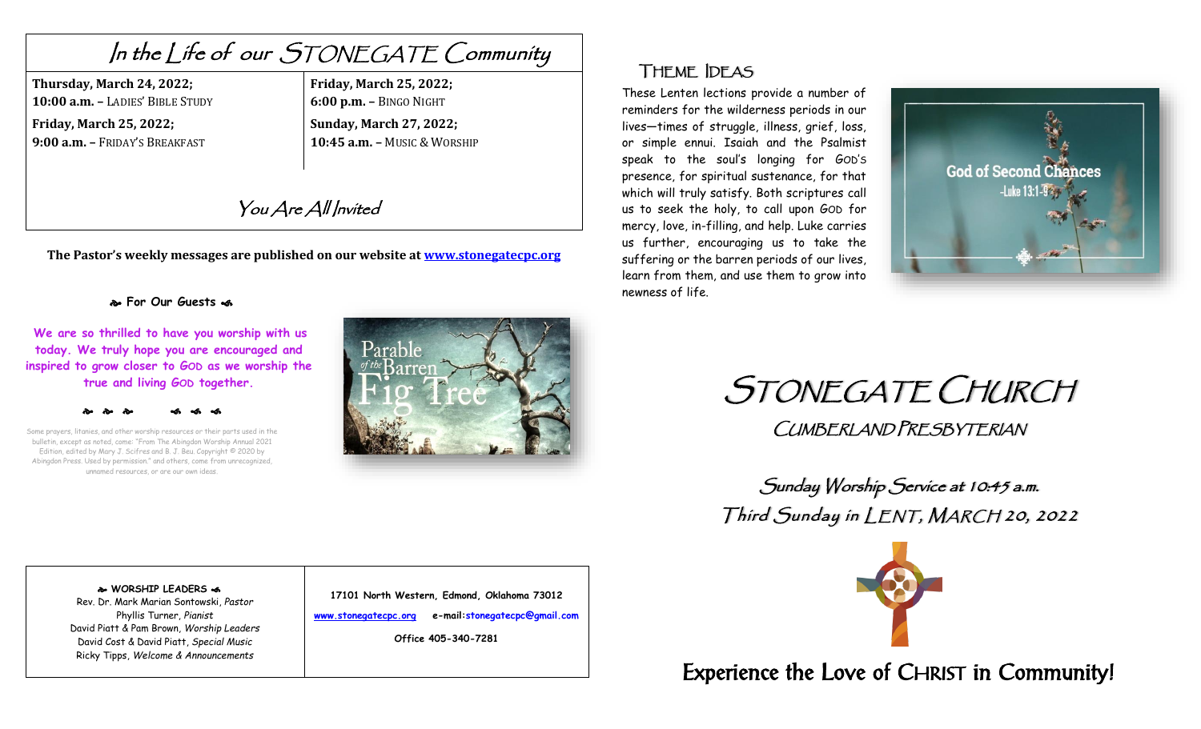# In the Life of our STONEGATE Community

**Thursday, March 24, 2022;**
**10:00 a.m.** – LADIES' BIBLE STUDY

**Friday, March 25, 2022;**
**9:00 a.m.** – FRIDAY'S BREAKFAST

**Friday, March 25, 2022;**
**6:00 p.m.** – BINGO NIGHT

**Sunday, March 27, 2022;**
**10:45 a.m.** – MUSIC & WORSHIP

*You Are All Invited*

**The Pastor's weekly messages are published on our website at www.stonegatecpc.org**

**For Our Guests**

**We are so thrilled to have you worship with us today. We truly hope you are encouraged and inspired to grow closer to GOD as we worship the true and living GOD together.**

Some prayers, litanies, and other worship resources or their parts used in the bulletin, except as noted, come: "From The Abingdon Worship Annual 2021 Edition, edited by Mary J. Scifres and B. J. Beu. Copyright © 2020 by Abingdon Press. Used by permission." and others, come from unrecognized, unnamed resources, or are our own ideas.

Parable of the Barren Fig Tree

**WORSHIP LEADERS**
Rev. Dr. Mark Marian Sontowski, *Pastor*
Phyllis Turner, *Pianist*
David Piatt & Pam Brown, *Worship Leaders*
David Cost & David Piatt, *Special Music*
Ricky Tipps, *Welcome & Announcements*

**17101 North Western, Edmond, Oklahoma 73012**

**www.stonegatecpc.org e-mail: stonegatecpc@gmail.com**

**Office 405-340-7281**

## THEME IDEAS

These Lenten lections provide a number of reminders for the wilderness periods in our lives—times of struggle, illness, grief, loss, or simple ennui. Isaiah and the Psalmist speak to the soul's longing for GOD'S presence, for spiritual sustenance, for that which will truly satisfy. Both scriptures call us to seek the holy, to call upon GOD for mercy, love, in-filling, and help. Luke carries us further, encouraging us to take the suffering or the barren periods of our lives, learn from them, and use them to grow into newness of life.

God of Second Chances
-Luke 13:1-9

# STONEGATE CHURCH

## CUMBERLAND PRESBYTERIAN

*Sunday Worship Service at 10:45 a.m.*

*Third Sunday in LENT, MARCH 20, 2022*

**Experience the Love of CHRIST in Community!**